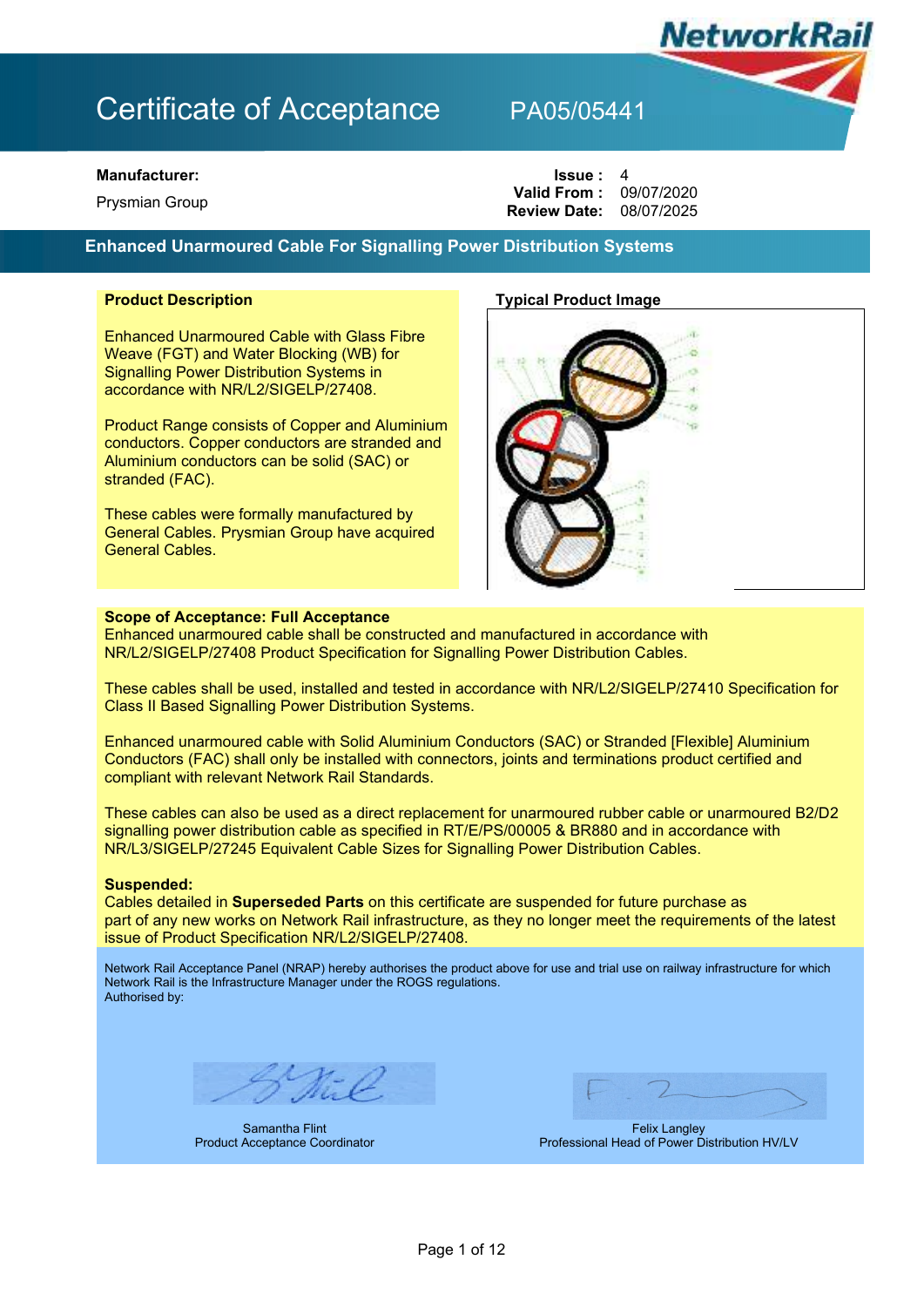# Certificate of Acceptance PA05/05441

**Manufacturer:**

Prysmian Group

**Issue :** 4
**Valid From :** 09/07/2020
**Review Date:** 08/07/2025

## Enhanced Unarmoured Cable For Signalling Power Distribution Systems

### Product Description

Enhanced Unarmoured Cable with Glass Fibre Weave (FGT) and Water Blocking (WB) for Signalling Power Distribution Systems in accordance with NR/L2/SIGELP/27408.

Product Range consists of Copper and Aluminium conductors. Copper conductors are stranded and Aluminium conductors can be solid (SAC) or stranded (FAC).

These cables were formally manufactured by General Cables. Prysmian Group have acquired General Cables.

### Typical Product Image

### Scope of Acceptance: Full Acceptance

Enhanced unarmoured cable shall be constructed and manufactured in accordance with NR/L2/SIGELP/27408 Product Specification for Signalling Power Distribution Cables.

These cables shall be used, installed and tested in accordance with NR/L2/SIGELP/27410 Specification for Class II Based Signalling Power Distribution Systems.

Enhanced unarmoured cable with Solid Aluminium Conductors (SAC) or Stranded [Flexible] Aluminium Conductors (FAC) shall only be installed with connectors, joints and terminations product certified and compliant with relevant Network Rail Standards.

These cables can also be used as a direct replacement for unarmoured rubber cable or unarmoured B2/D2 signalling power distribution cable as specified in RT/E/PS/00005 & BR880 and in accordance with NR/L3/SIGELP/27245 Equivalent Cable Sizes for Signalling Power Distribution Cables.

**Suspended:**
Cables detailed in **Superseded Parts** on this certificate are suspended for future purchase as part of any new works on Network Rail infrastructure, as they no longer meet the requirements of the latest issue of Product Specification NR/L2/SIGELP/27408.

Network Rail Acceptance Panel (NRAP) hereby authorises the product above for use and trial use on railway infrastructure for which Network Rail is the Infrastructure Manager under the ROGS regulations.
Authorised by:

Samantha Flint
Product Acceptance Coordinator

Felix Langley
Professional Head of Power Distribution HV/LV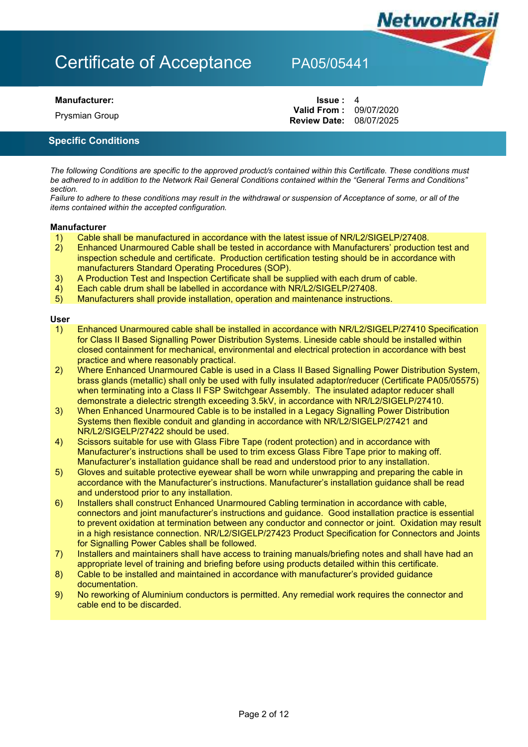# Certificate of Acceptance PA05/05441

**Manufacturer:**

Prysmian Group

**Issue :** 4
**Valid From :** 09/07/2020
**Review Date:** 08/07/2025

## Specific Conditions

*The following Conditions are specific to the approved product/s contained within this Certificate. These conditions must be adhered to in addition to the Network Rail General Conditions contained within the "General Terms and Conditions" section.*
*Failure to adhere to these conditions may result in the withdrawal or suspension of Acceptance of some, or all of the items contained within the accepted configuration.*

### Manufacturer

1) Cable shall be manufactured in accordance with the latest issue of NR/L2/SIGELP/27408.
2) Enhanced Unarmoured Cable shall be tested in accordance with Manufacturers' production test and inspection schedule and certificate. Production certification testing should be in accordance with manufacturers Standard Operating Procedures (SOP).
3) A Production Test and Inspection Certificate shall be supplied with each drum of cable.
4) Each cable drum shall be labelled in accordance with NR/L2/SIGELP/27408.
5) Manufacturers shall provide installation, operation and maintenance instructions.

### User

1) Enhanced Unarmoured cable shall be installed in accordance with NR/L2/SIGELP/27410 Specification for Class II Based Signalling Power Distribution Systems. Lineside cable should be installed within closed containment for mechanical, environmental and electrical protection in accordance with best practice and where reasonably practical.
2) Where Enhanced Unarmoured Cable is used in a Class II Based Signalling Power Distribution System, brass glands (metallic) shall only be used with fully insulated adaptor/reducer (Certificate PA05/05575) when terminating into a Class II FSP Switchgear Assembly. The insulated adaptor reducer shall demonstrate a dielectric strength exceeding 3.5kV, in accordance with NR/L2/SIGELP/27410.
3) When Enhanced Unarmoured Cable is to be installed in a Legacy Signalling Power Distribution Systems then flexible conduit and glanding in accordance with NR/L2/SIGELP/27421 and NR/L2/SIGELP/27422 should be used.
4) Scissors suitable for use with Glass Fibre Tape (rodent protection) and in accordance with Manufacturer's instructions shall be used to trim excess Glass Fibre Tape prior to making off. Manufacturer's installation guidance shall be read and understood prior to any installation.
5) Gloves and suitable protective eyewear shall be worn while unwrapping and preparing the cable in accordance with the Manufacturer's instructions. Manufacturer's installation guidance shall be read and understood prior to any installation.
6) Installers shall construct Enhanced Unarmoured Cabling termination in accordance with cable, connectors and joint manufacturer's instructions and guidance. Good installation practice is essential to prevent oxidation at termination between any conductor and connector or joint. Oxidation may result in a high resistance connection. NR/L2/SIGELP/27423 Product Specification for Connectors and Joints for Signalling Power Cables shall be followed.
7) Installers and maintainers shall have access to training manuals/briefing notes and shall have had an appropriate level of training and briefing before using products detailed within this certificate.
8) Cable to be installed and maintained in accordance with manufacturer's provided guidance documentation.
9) No reworking of Aluminium conductors is permitted. Any remedial work requires the connector and cable end to be discarded.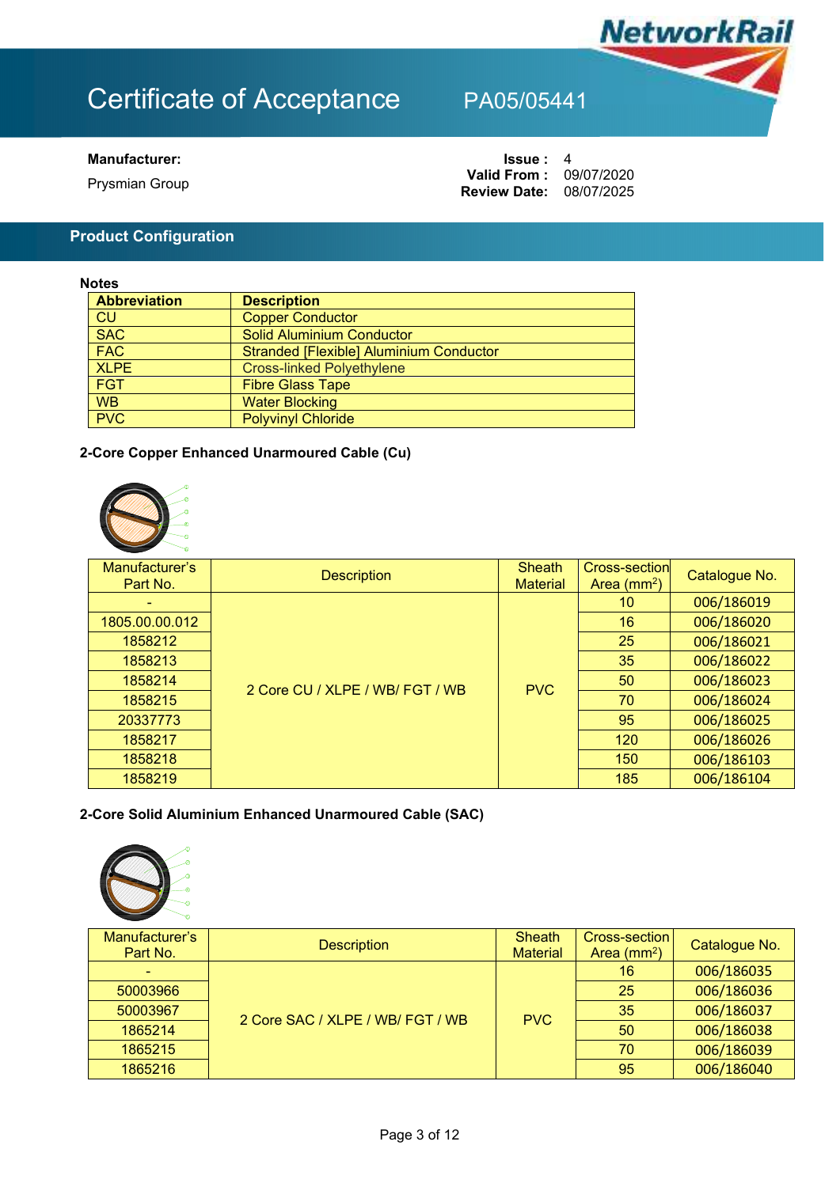# Certificate of Acceptance PA05/05441

**Manufacturer:**

Prysmian Group

**Issue :** 4
**Valid From :** 09/07/2020
**Review Date:** 08/07/2025

## Product Configuration

**Notes**

| Abbreviation | Description |
|---|---|
| CU | Copper Conductor |
| SAC | Solid Aluminium Conductor |
| FAC | Stranded [Flexible] Aluminium Conductor |
| XLPE | Cross-linked Polyethylene |
| FGT | Fibre Glass Tape |
| WB | Water Blocking |
| PVC | Polyvinyl Chloride |

### 2-Core Copper Enhanced Unarmoured Cable (Cu)

| Manufacturer's Part No. | Description | Sheath Material | Cross-section Area (mm$^2$) | Catalogue No. |
|---|---|---|---|---|
| - | 2 Core CU / XLPE / WB/ FGT / WB | PVC | 10 | 006/186019 |
| 1805.00.00.012 | | | 16 | 006/186020 |
| 1858212 | | | 25 | 006/186021 |
| 1858213 | | | 35 | 006/186022 |
| 1858214 | | | 50 | 006/186023 |
| 1858215 | | | 70 | 006/186024 |
| 20337773 | | | 95 | 006/186025 |
| 1858217 | | | 120 | 006/186026 |
| 1858218 | | | 150 | 006/186103 |
| 1858219 | | | 185 | 006/186104 |

### 2-Core Solid Aluminium Enhanced Unarmoured Cable (SAC)

| Manufacturer's Part No. | Description | Sheath Material | Cross-section Area (mm$^2$) | Catalogue No. |
|---|---|---|---|---|
| - | 2 Core SAC / XLPE / WB/ FGT / WB | PVC | 16 | 006/186035 |
| 50003966 | | | 25 | 006/186036 |
| 50003967 | | | 35 | 006/186037 |
| 1865214 | | | 50 | 006/186038 |
| 1865215 | | | 70 | 006/186039 |
| 1865216 | | | 95 | 006/186040 |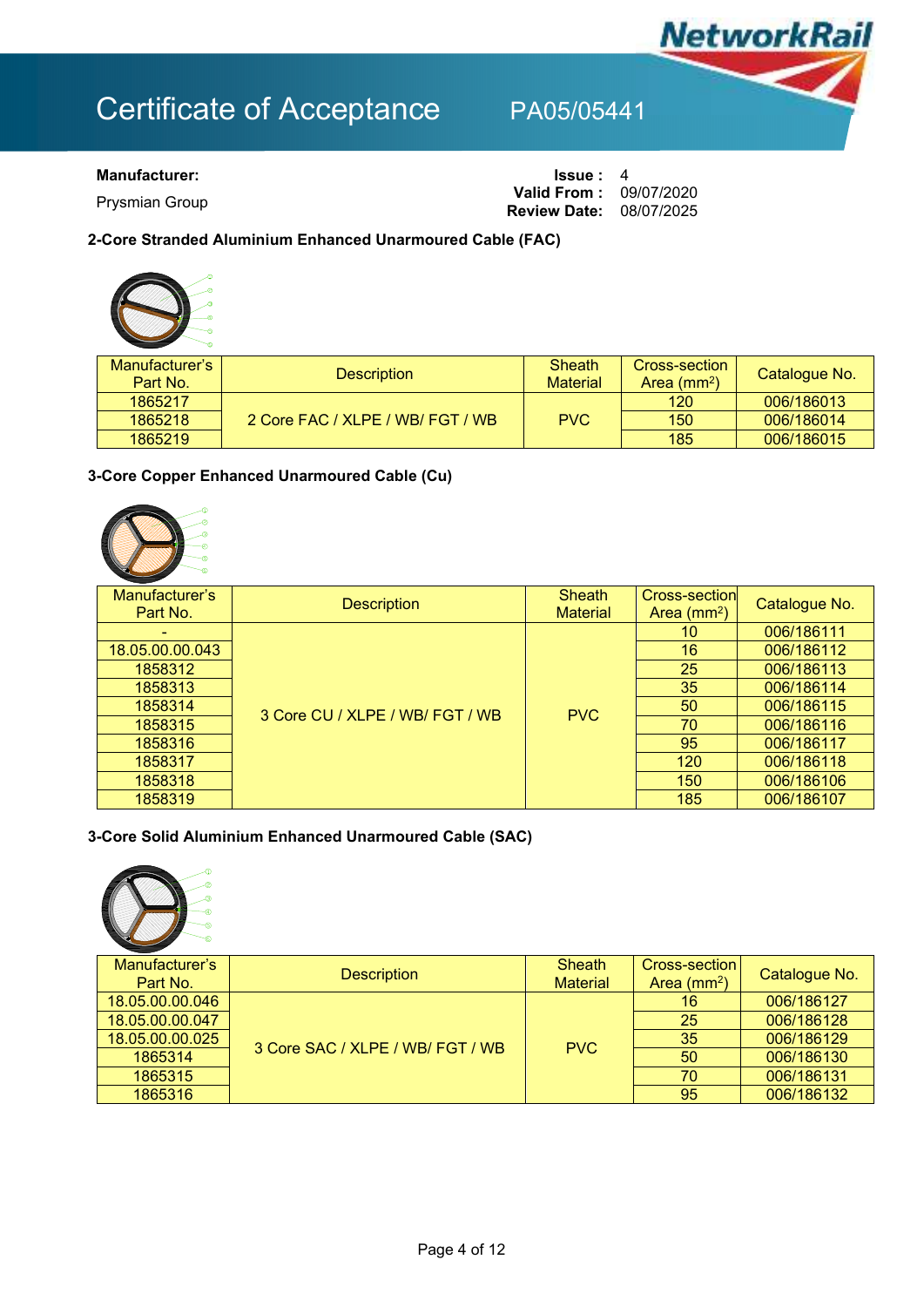# Certificate of Acceptance PA05/05441

**Manufacturer:**

Prysmian Group

**Issue :** 4
**Valid From :** 09/07/2020
**Review Date:** 08/07/2025

### 2-Core Stranded Aluminium Enhanced Unarmoured Cable (FAC)

| Manufacturer's Part No. | Description | Sheath Material | Cross-section Area ($mm^2$) | Catalogue No. |
|---|---|---|---|---|
| 1865217 | 2 Core FAC / XLPE / WB/ FGT / WB | PVC | 120 | 006/186013 |
| 1865218 | | | 150 | 006/186014 |
| 1865219 | | | 185 | 006/186015 |

### 3-Core Copper Enhanced Unarmoured Cable (Cu)

| Manufacturer's Part No. | Description | Sheath Material | Cross-section Area ($mm^2$) | Catalogue No. |
|---|---|---|---|---|
| - | 3 Core CU / XLPE / WB/ FGT / WB | PVC | 10 | 006/186111 |
| 18.05.00.00.043 | | | 16 | 006/186112 |
| 1858312 | | | 25 | 006/186113 |
| 1858313 | | | 35 | 006/186114 |
| 1858314 | | | 50 | 006/186115 |
| 1858315 | | | 70 | 006/186116 |
| 1858316 | | | 95 | 006/186117 |
| 1858317 | | | 120 | 006/186118 |
| 1858318 | | | 150 | 006/186106 |
| 1858319 | | | 185 | 006/186107 |

### 3-Core Solid Aluminium Enhanced Unarmoured Cable (SAC)

| Manufacturer's Part No. | Description | Sheath Material | Cross-section Area ($mm^2$) | Catalogue No. |
|---|---|---|---|---|
| 18.05.00.00.046 | 3 Core SAC / XLPE / WB/ FGT / WB | PVC | 16 | 006/186127 |
| 18.05.00.00.047 | | | 25 | 006/186128 |
| 18.05.00.00.025 | | | 35 | 006/186129 |
| 1865314 | | | 50 | 006/186130 |
| 1865315 | | | 70 | 006/186131 |
| 1865316 | | | 95 | 006/186132 |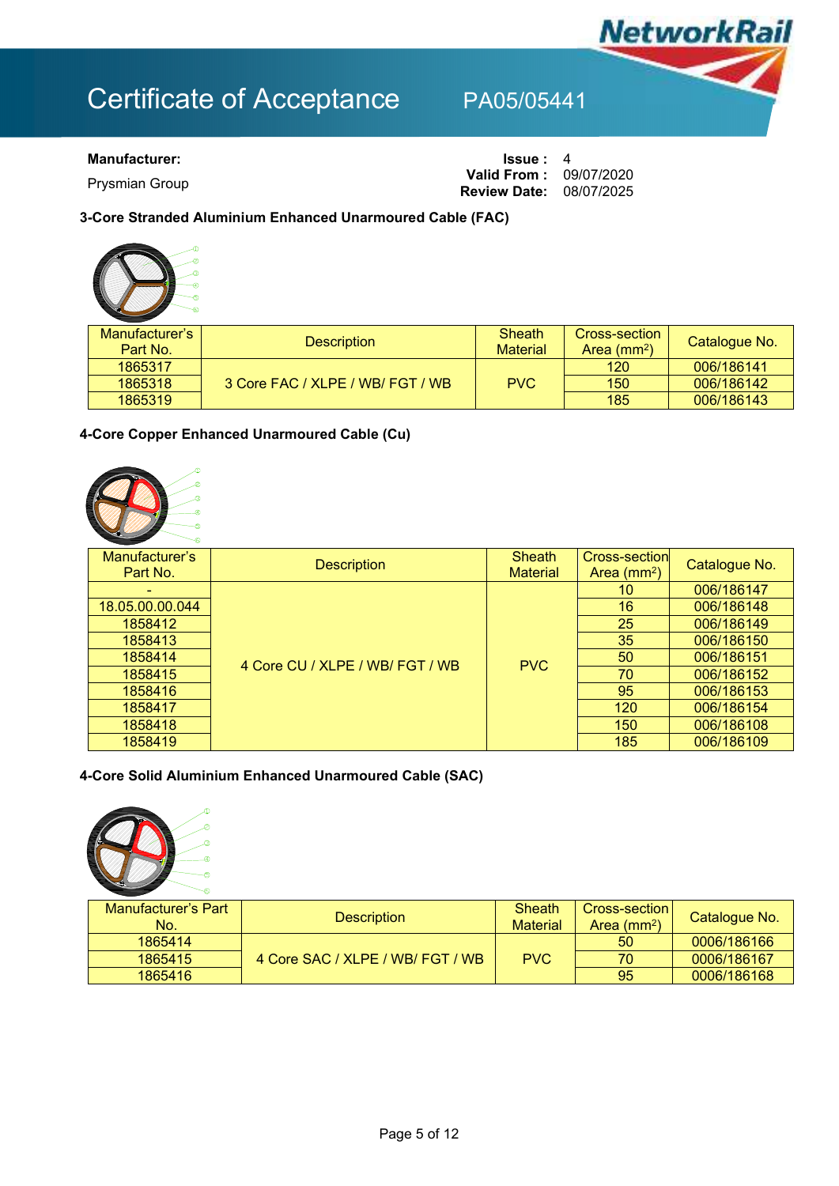# Certificate of Acceptance PA05/05441

**Manufacturer:**

Prysmian Group

**Issue :** 4
**Valid From :** 09/07/2020
**Review Date:** 08/07/2025

### 3-Core Stranded Aluminium Enhanced Unarmoured Cable (FAC)

| Manufacturer's Part No. | Description | Sheath Material | Cross-section Area (mm$^2$) | Catalogue No. |
|---|---|---|---|---|
| 1865317 | 3 Core FAC / XLPE / WB/ FGT / WB | PVC | 120 | 006/186141 |
| 1865318 | | | 150 | 006/186142 |
| 1865319 | | | 185 | 006/186143 |

### 4-Core Copper Enhanced Unarmoured Cable (Cu)

| Manufacturer's Part No. | Description | Sheath Material | Cross-section Area (mm$^2$) | Catalogue No. |
|---|---|---|---|---|
| - | 4 Core CU / XLPE / WB/ FGT / WB | PVC | 10 | 006/186147 |
| 18.05.00.00.044 | | | 16 | 006/186148 |
| 1858412 | | | 25 | 006/186149 |
| 1858413 | | | 35 | 006/186150 |
| 1858414 | | | 50 | 006/186151 |
| 1858415 | | | 70 | 006/186152 |
| 1858416 | | | 95 | 006/186153 |
| 1858417 | | | 120 | 006/186154 |
| 1858418 | | | 150 | 006/186108 |
| 1858419 | | | 185 | 006/186109 |

### 4-Core Solid Aluminium Enhanced Unarmoured Cable (SAC)

| Manufacturer's Part No. | Description | Sheath Material | Cross-section Area (mm$^2$) | Catalogue No. |
|---|---|---|---|---|
| 1865414 | 4 Core SAC / XLPE / WB/ FGT / WB | PVC | 50 | 0006/186166 |
| 1865415 | | | 70 | 0006/186167 |
| 1865416 | | | 95 | 0006/186168 |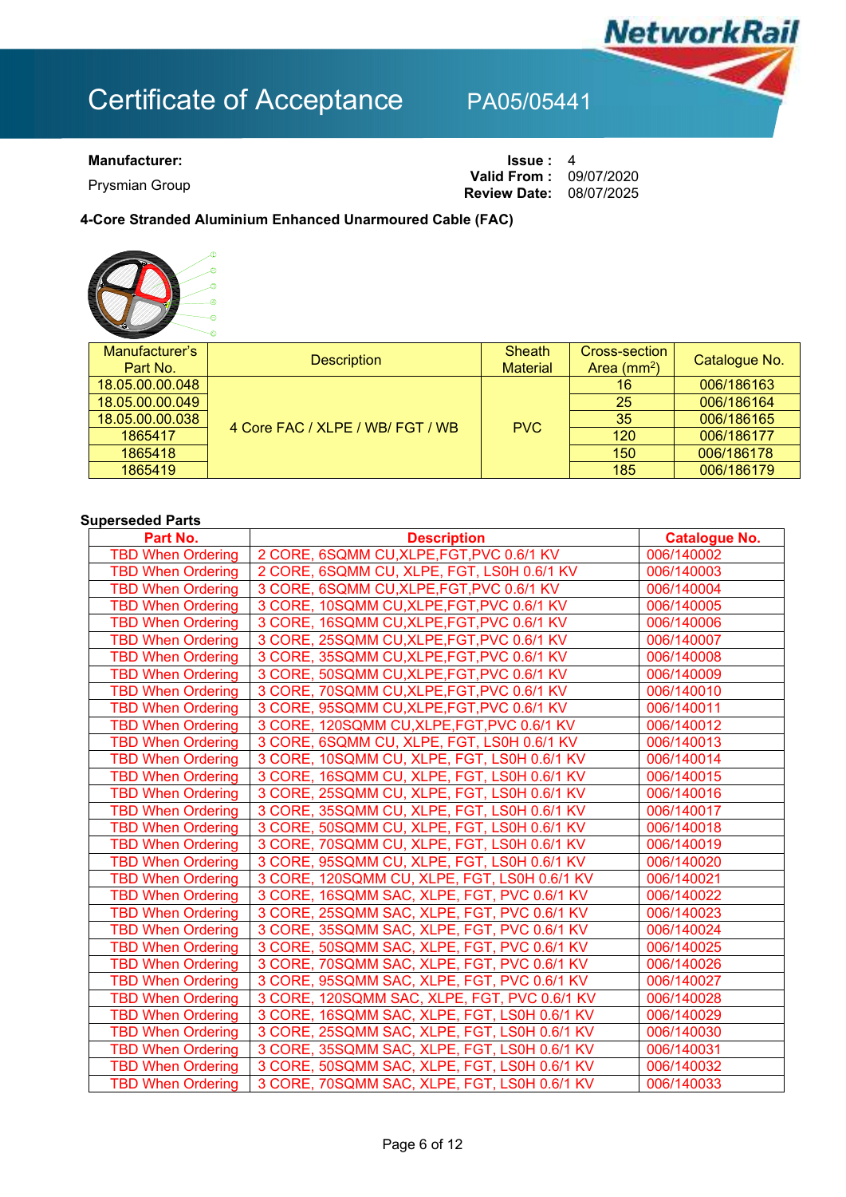# Certificate of Acceptance PA05/05441

**Manufacturer:**

Prysmian Group

**Issue :** 4
**Valid From :** 09/07/2020
**Review Date:** 08/07/2025

**4-Core Stranded Aluminium Enhanced Unarmoured Cable (FAC)**

| Manufacturer's Part No. | Description | Sheath Material | Cross-section Area ($mm^2$) | Catalogue No. |
|---|---|---|---|---|
| 18.05.00.00.048 | 4 Core FAC / XLPE / WB/ FGT / WB | PVC | 16 | 006/186163 |
| 18.05.00.00.049 | | | 25 | 006/186164 |
| 18.05.00.00.038 | | | 35 | 006/186165 |
| 1865417 | | | 120 | 006/186177 |
| 1865418 | | | 150 | 006/186178 |
| 1865419 | | | 185 | 006/186179 |

**Superseded Parts**

| Part No. | Description | Catalogue No. |
|---|---|---|
| TBD When Ordering | 2 CORE, 6SQMM CU,XLPE,FGT,PVC 0.6/1 KV | 006/140002 |
| TBD When Ordering | 2 CORE, 6SQMM CU, XLPE, FGT, LS0H 0.6/1 KV | 006/140003 |
| TBD When Ordering | 3 CORE, 6SQMM CU,XLPE,FGT,PVC 0.6/1 KV | 006/140004 |
| TBD When Ordering | 3 CORE, 10SQMM CU,XLPE,FGT,PVC 0.6/1 KV | 006/140005 |
| TBD When Ordering | 3 CORE, 16SQMM CU,XLPE,FGT,PVC 0.6/1 KV | 006/140006 |
| TBD When Ordering | 3 CORE, 25SQMM CU,XLPE,FGT,PVC 0.6/1 KV | 006/140007 |
| TBD When Ordering | 3 CORE, 35SQMM CU,XLPE,FGT,PVC 0.6/1 KV | 006/140008 |
| TBD When Ordering | 3 CORE, 50SQMM CU,XLPE,FGT,PVC 0.6/1 KV | 006/140009 |
| TBD When Ordering | 3 CORE, 70SQMM CU,XLPE,FGT,PVC 0.6/1 KV | 006/140010 |
| TBD When Ordering | 3 CORE, 95SQMM CU,XLPE,FGT,PVC 0.6/1 KV | 006/140011 |
| TBD When Ordering | 3 CORE, 120SQMM CU,XLPE,FGT,PVC 0.6/1 KV | 006/140012 |
| TBD When Ordering | 3 CORE, 6SQMM CU, XLPE, FGT, LS0H 0.6/1 KV | 006/140013 |
| TBD When Ordering | 3 CORE, 10SQMM CU, XLPE, FGT, LS0H 0.6/1 KV | 006/140014 |
| TBD When Ordering | 3 CORE, 16SQMM CU, XLPE, FGT, LS0H 0.6/1 KV | 006/140015 |
| TBD When Ordering | 3 CORE, 25SQMM CU, XLPE, FGT, LS0H 0.6/1 KV | 006/140016 |
| TBD When Ordering | 3 CORE, 35SQMM CU, XLPE, FGT, LS0H 0.6/1 KV | 006/140017 |
| TBD When Ordering | 3 CORE, 50SQMM CU, XLPE, FGT, LS0H 0.6/1 KV | 006/140018 |
| TBD When Ordering | 3 CORE, 70SQMM CU, XLPE, FGT, LS0H 0.6/1 KV | 006/140019 |
| TBD When Ordering | 3 CORE, 95SQMM CU, XLPE, FGT, LS0H 0.6/1 KV | 006/140020 |
| TBD When Ordering | 3 CORE, 120SQMM CU, XLPE, FGT, LS0H 0.6/1 KV | 006/140021 |
| TBD When Ordering | 3 CORE, 16SQMM SAC, XLPE, FGT, PVC 0.6/1 KV | 006/140022 |
| TBD When Ordering | 3 CORE, 25SQMM SAC, XLPE, FGT, PVC 0.6/1 KV | 006/140023 |
| TBD When Ordering | 3 CORE, 35SQMM SAC, XLPE, FGT, PVC 0.6/1 KV | 006/140024 |
| TBD When Ordering | 3 CORE, 50SQMM SAC, XLPE, FGT, PVC 0.6/1 KV | 006/140025 |
| TBD When Ordering | 3 CORE, 70SQMM SAC, XLPE, FGT, PVC 0.6/1 KV | 006/140026 |
| TBD When Ordering | 3 CORE, 95SQMM SAC, XLPE, FGT, PVC 0.6/1 KV | 006/140027 |
| TBD When Ordering | 3 CORE, 120SQMM SAC, XLPE, FGT, PVC 0.6/1 KV | 006/140028 |
| TBD When Ordering | 3 CORE, 16SQMM SAC, XLPE, FGT, LS0H 0.6/1 KV | 006/140029 |
| TBD When Ordering | 3 CORE, 25SQMM SAC, XLPE, FGT, LS0H 0.6/1 KV | 006/140030 |
| TBD When Ordering | 3 CORE, 35SQMM SAC, XLPE, FGT, LS0H 0.6/1 KV | 006/140031 |
| TBD When Ordering | 3 CORE, 50SQMM SAC, XLPE, FGT, LS0H 0.6/1 KV | 006/140032 |
| TBD When Ordering | 3 CORE, 70SQMM SAC, XLPE, FGT, LS0H 0.6/1 KV | 006/140033 |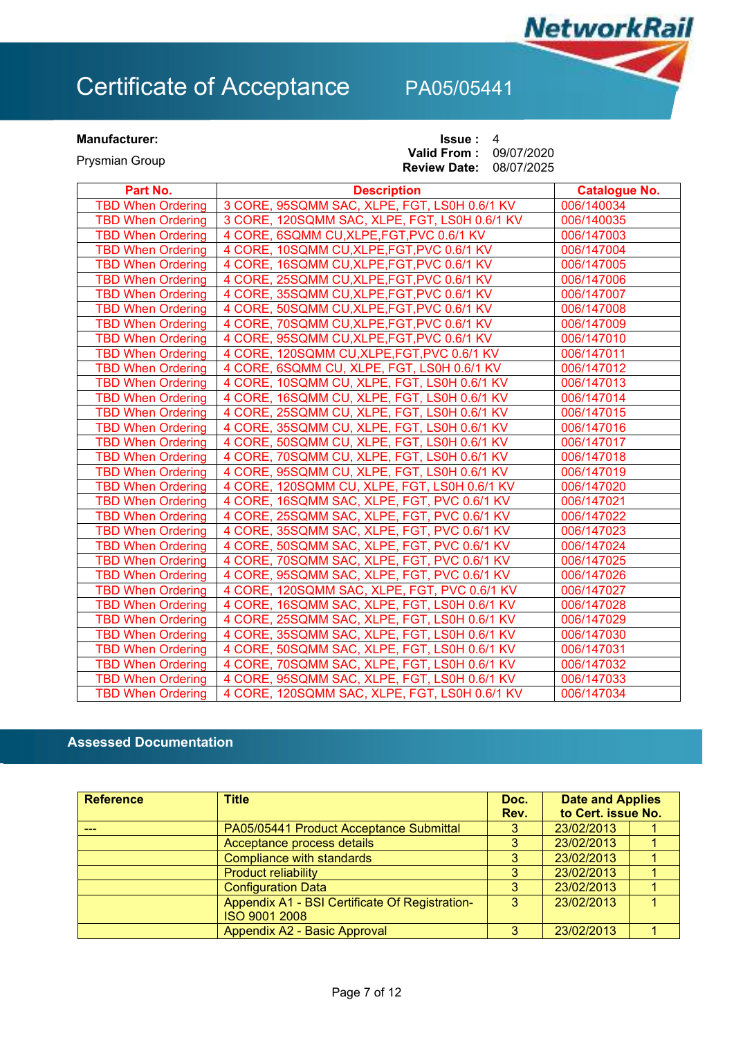# Certificate of Acceptance PA05/05441

**Manufacturer:**

Prysmian Group

**Issue :** 4
**Valid From :** 09/07/2020
**Review Date:** 08/07/2025

| Part No. | Description | Catalogue No. |
|---|---|---|
| TBD When Ordering | 3 CORE, 95SQMM SAC, XLPE, FGT, LS0H 0.6/1 KV | 006/140034 |
| TBD When Ordering | 3 CORE, 120SQMM SAC, XLPE, FGT, LS0H 0.6/1 KV | 006/140035 |
| TBD When Ordering | 4 CORE, 6SQMM CU,XLPE,FGT,PVC 0.6/1 KV | 006/147003 |
| TBD When Ordering | 4 CORE, 10SQMM CU,XLPE,FGT,PVC 0.6/1 KV | 006/147004 |
| TBD When Ordering | 4 CORE, 16SQMM CU,XLPE,FGT,PVC 0.6/1 KV | 006/147005 |
| TBD When Ordering | 4 CORE, 25SQMM CU,XLPE,FGT,PVC 0.6/1 KV | 006/147006 |
| TBD When Ordering | 4 CORE, 35SQMM CU,XLPE,FGT,PVC 0.6/1 KV | 006/147007 |
| TBD When Ordering | 4 CORE, 50SQMM CU,XLPE,FGT,PVC 0.6/1 KV | 006/147008 |
| TBD When Ordering | 4 CORE, 70SQMM CU,XLPE,FGT,PVC 0.6/1 KV | 006/147009 |
| TBD When Ordering | 4 CORE, 95SQMM CU,XLPE,FGT,PVC 0.6/1 KV | 006/147010 |
| TBD When Ordering | 4 CORE, 120SQMM CU,XLPE,FGT,PVC 0.6/1 KV | 006/147011 |
| TBD When Ordering | 4 CORE, 6SQMM CU, XLPE, FGT, LS0H 0.6/1 KV | 006/147012 |
| TBD When Ordering | 4 CORE, 10SQMM CU, XLPE, FGT, LS0H 0.6/1 KV | 006/147013 |
| TBD When Ordering | 4 CORE, 16SQMM CU, XLPE, FGT, LS0H 0.6/1 KV | 006/147014 |
| TBD When Ordering | 4 CORE, 25SQMM CU, XLPE, FGT, LS0H 0.6/1 KV | 006/147015 |
| TBD When Ordering | 4 CORE, 35SQMM CU, XLPE, FGT, LS0H 0.6/1 KV | 006/147016 |
| TBD When Ordering | 4 CORE, 50SQMM CU, XLPE, FGT, LS0H 0.6/1 KV | 006/147017 |
| TBD When Ordering | 4 CORE, 70SQMM CU, XLPE, FGT, LS0H 0.6/1 KV | 006/147018 |
| TBD When Ordering | 4 CORE, 95SQMM CU, XLPE, FGT, LS0H 0.6/1 KV | 006/147019 |
| TBD When Ordering | 4 CORE, 120SQMM CU, XLPE, FGT, LS0H 0.6/1 KV | 006/147020 |
| TBD When Ordering | 4 CORE, 16SQMM SAC, XLPE, FGT, PVC 0.6/1 KV | 006/147021 |
| TBD When Ordering | 4 CORE, 25SQMM SAC, XLPE, FGT, PVC 0.6/1 KV | 006/147022 |
| TBD When Ordering | 4 CORE, 35SQMM SAC, XLPE, FGT, PVC 0.6/1 KV | 006/147023 |
| TBD When Ordering | 4 CORE, 50SQMM SAC, XLPE, FGT, PVC 0.6/1 KV | 006/147024 |
| TBD When Ordering | 4 CORE, 70SQMM SAC, XLPE, FGT, PVC 0.6/1 KV | 006/147025 |
| TBD When Ordering | 4 CORE, 95SQMM SAC, XLPE, FGT, PVC 0.6/1 KV | 006/147026 |
| TBD When Ordering | 4 CORE, 120SQMM SAC, XLPE, FGT, PVC 0.6/1 KV | 006/147027 |
| TBD When Ordering | 4 CORE, 16SQMM SAC, XLPE, FGT, LS0H 0.6/1 KV | 006/147028 |
| TBD When Ordering | 4 CORE, 25SQMM SAC, XLPE, FGT, LS0H 0.6/1 KV | 006/147029 |
| TBD When Ordering | 4 CORE, 35SQMM SAC, XLPE, FGT, LS0H 0.6/1 KV | 006/147030 |
| TBD When Ordering | 4 CORE, 50SQMM SAC, XLPE, FGT, LS0H 0.6/1 KV | 006/147031 |
| TBD When Ordering | 4 CORE, 70SQMM SAC, XLPE, FGT, LS0H 0.6/1 KV | 006/147032 |
| TBD When Ordering | 4 CORE, 95SQMM SAC, XLPE, FGT, LS0H 0.6/1 KV | 006/147033 |
| TBD When Ordering | 4 CORE, 120SQMM SAC, XLPE, FGT, LS0H 0.6/1 KV | 006/147034 |

## Assessed Documentation

| Reference | Title | Doc. Rev. | Date and Applies to Cert. issue No. | |
|---|---|---|---|---|
| --- | PA05/05441 Product Acceptance Submittal | 3 | 23/02/2013 | 1 |
| | Acceptance process details | 3 | 23/02/2013 | 1 |
| | Compliance with standards | 3 | 23/02/2013 | 1 |
| | Product reliability | 3 | 23/02/2013 | 1 |
| | Configuration Data | 3 | 23/02/2013 | 1 |
| | Appendix A1 - BSI Certificate Of Registration-ISO 9001 2008 | 3 | 23/02/2013 | 1 |
| | Appendix A2 - Basic Approval | 3 | 23/02/2013 | 1 |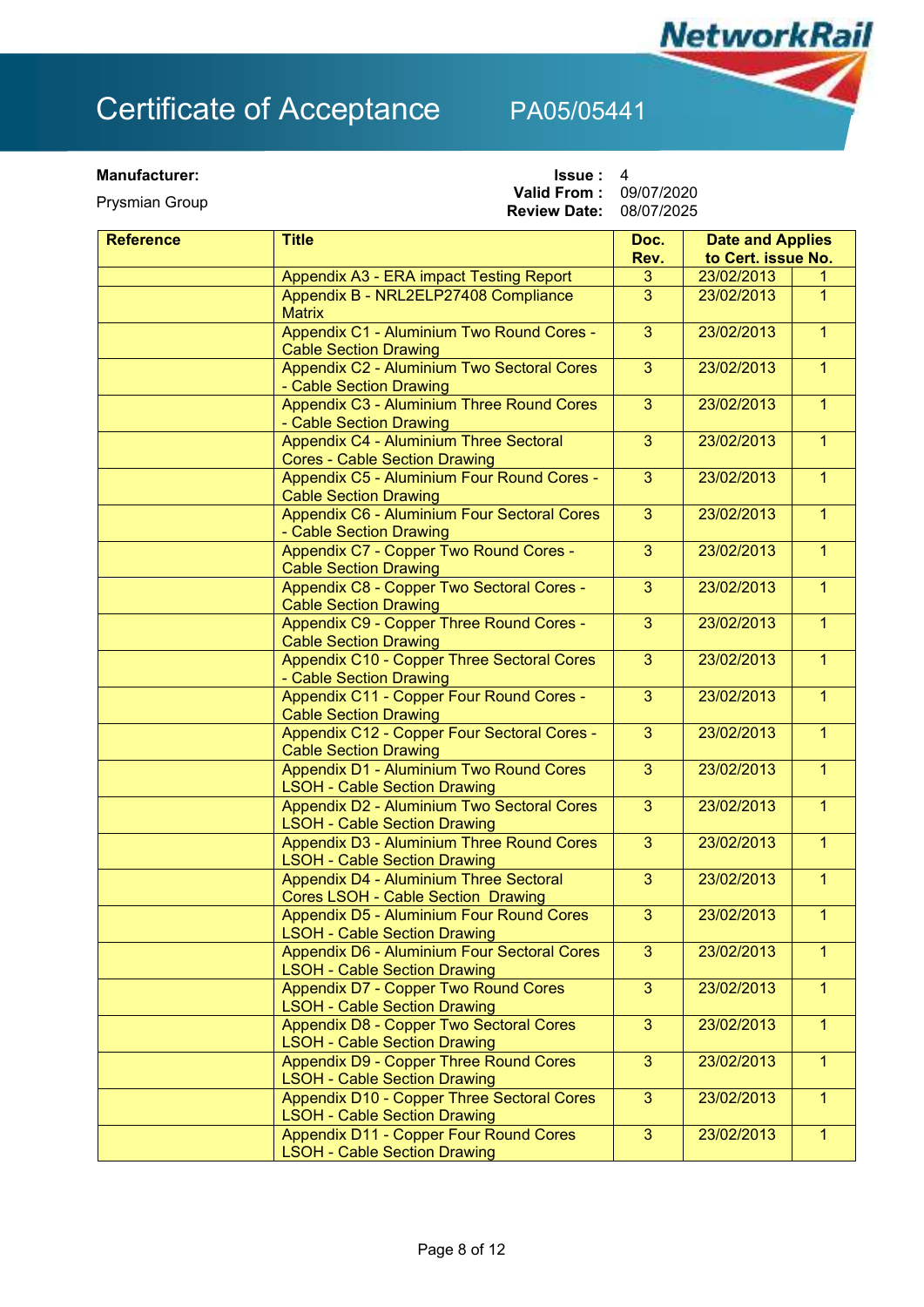# Certificate of Acceptance PA05/05441

**Manufacturer:**

Prysmian Group

**Issue :** 4
**Valid From :** 09/07/2020
**Review Date:** 08/07/2025

| Reference | Title | Doc. Rev. | Date and Applies to Cert. issue No. | |
|---|---|---|---|---|
| | Appendix A3 - ERA impact Testing Report | 3 | 23/02/2013 | 1 |
| | Appendix B - NRL2ELP27408 Compliance Matrix | 3 | 23/02/2013 | 1 |
| | Appendix C1 - Aluminium Two Round Cores - Cable Section Drawing | 3 | 23/02/2013 | 1 |
| | Appendix C2 - Aluminium Two Sectoral Cores - Cable Section Drawing | 3 | 23/02/2013 | 1 |
| | Appendix C3 - Aluminium Three Round Cores - Cable Section Drawing | 3 | 23/02/2013 | 1 |
| | Appendix C4 - Aluminium Three Sectoral Cores - Cable Section Drawing | 3 | 23/02/2013 | 1 |
| | Appendix C5 - Aluminium Four Round Cores - Cable Section Drawing | 3 | 23/02/2013 | 1 |
| | Appendix C6 - Aluminium Four Sectoral Cores - Cable Section Drawing | 3 | 23/02/2013 | 1 |
| | Appendix C7 - Copper Two Round Cores - Cable Section Drawing | 3 | 23/02/2013 | 1 |
| | Appendix C8 - Copper Two Sectoral Cores - Cable Section Drawing | 3 | 23/02/2013 | 1 |
| | Appendix C9 - Copper Three Round Cores - Cable Section Drawing | 3 | 23/02/2013 | 1 |
| | Appendix C10 - Copper Three Sectoral Cores - Cable Section Drawing | 3 | 23/02/2013 | 1 |
| | Appendix C11 - Copper Four Round Cores - Cable Section Drawing | 3 | 23/02/2013 | 1 |
| | Appendix C12 - Copper Four Sectoral Cores - Cable Section Drawing | 3 | 23/02/2013 | 1 |
| | Appendix D1 - Aluminium Two Round Cores LSOH - Cable Section Drawing | 3 | 23/02/2013 | 1 |
| | Appendix D2 - Aluminium Two Sectoral Cores LSOH - Cable Section Drawing | 3 | 23/02/2013 | 1 |
| | Appendix D3 - Aluminium Three Round Cores LSOH - Cable Section Drawing | 3 | 23/02/2013 | 1 |
| | Appendix D4 - Aluminium Three Sectoral Cores LSOH - Cable Section Drawing | 3 | 23/02/2013 | 1 |
| | Appendix D5 - Aluminium Four Round Cores LSOH - Cable Section Drawing | 3 | 23/02/2013 | 1 |
| | Appendix D6 - Aluminium Four Sectoral Cores LSOH - Cable Section Drawing | 3 | 23/02/2013 | 1 |
| | Appendix D7 - Copper Two Round Cores LSOH - Cable Section Drawing | 3 | 23/02/2013 | 1 |
| | Appendix D8 - Copper Two Sectoral Cores LSOH - Cable Section Drawing | 3 | 23/02/2013 | 1 |
| | Appendix D9 - Copper Three Round Cores LSOH - Cable Section Drawing | 3 | 23/02/2013 | 1 |
| | Appendix D10 - Copper Three Sectoral Cores LSOH - Cable Section Drawing | 3 | 23/02/2013 | 1 |
| | Appendix D11 - Copper Four Round Cores LSOH - Cable Section Drawing | 3 | 23/02/2013 | 1 |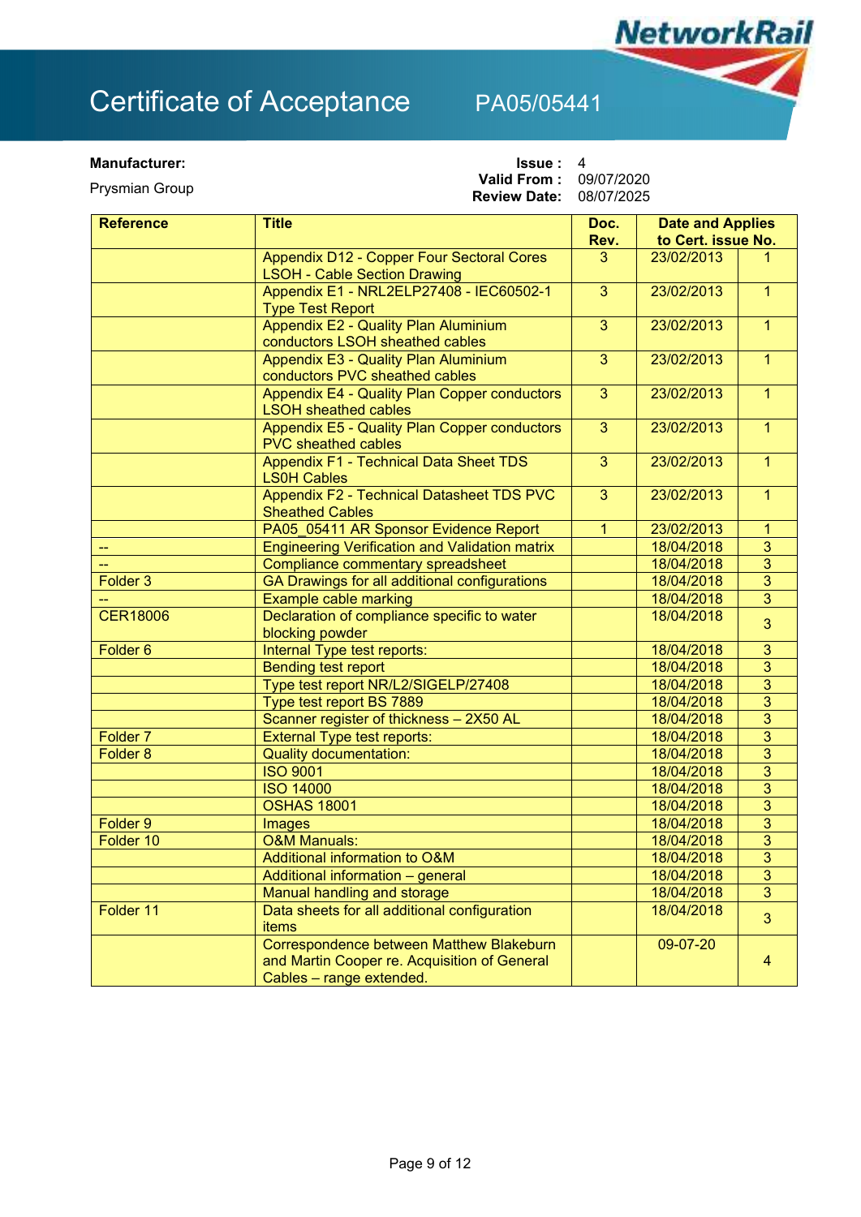# Certificate of Acceptance PA05/05441

**Manufacturer:**

Prysmian Group

**Issue :** 4
**Valid From :** 09/07/2020
**Review Date:** 08/07/2025

| Reference | Title | Doc. Rev. | Date and Applies to Cert. issue No. | |
|---|---|---|---|---|
| | Appendix D12 - Copper Four Sectoral Cores LSOH - Cable Section Drawing | 3 | 23/02/2013 | 1 |
| | Appendix E1 - NRL2ELP27408 - IEC60502-1 Type Test Report | 3 | 23/02/2013 | 1 |
| | Appendix E2 - Quality Plan Aluminium conductors LSOH sheathed cables | 3 | 23/02/2013 | 1 |
| | Appendix E3 - Quality Plan Aluminium conductors PVC sheathed cables | 3 | 23/02/2013 | 1 |
| | Appendix E4 - Quality Plan Copper conductors LSOH sheathed cables | 3 | 23/02/2013 | 1 |
| | Appendix E5 - Quality Plan Copper conductors PVC sheathed cables | 3 | 23/02/2013 | 1 |
| | Appendix F1 - Technical Data Sheet TDS LS0H Cables | 3 | 23/02/2013 | 1 |
| | Appendix F2 - Technical Datasheet TDS PVC Sheathed Cables | 3 | 23/02/2013 | 1 |
| | PA05_05411 AR Sponsor Evidence Report | 1 | 23/02/2013 | 1 |
| -- | Engineering Verification and Validation matrix | | 18/04/2018 | 3 |
| -- | Compliance commentary spreadsheet | | 18/04/2018 | 3 |
| Folder 3 | GA Drawings for all additional configurations | | 18/04/2018 | 3 |
| -- | Example cable marking | | 18/04/2018 | 3 |
| CER18006 | Declaration of compliance specific to water blocking powder | | 18/04/2018 | 3 |
| Folder 6 | Internal Type test reports: | | 18/04/2018 | 3 |
| | Bending test report | | 18/04/2018 | 3 |
| | Type test report NR/L2/SIGELP/27408 | | 18/04/2018 | 3 |
| | Type test report BS 7889 | | 18/04/2018 | 3 |
| | Scanner register of thickness – 2X50 AL | | 18/04/2018 | 3 |
| Folder 7 | External Type test reports: | | 18/04/2018 | 3 |
| Folder 8 | Quality documentation: | | 18/04/2018 | 3 |
| | ISO 9001 | | 18/04/2018 | 3 |
| | ISO 14000 | | 18/04/2018 | 3 |
| | OSHAS 18001 | | 18/04/2018 | 3 |
| Folder 9 | Images | | 18/04/2018 | 3 |
| Folder 10 | O&M Manuals: | | 18/04/2018 | 3 |
| | Additional information to O&M | | 18/04/2018 | 3 |
| | Additional information – general | | 18/04/2018 | 3 |
| | Manual handling and storage | | 18/04/2018 | 3 |
| Folder 11 | Data sheets for all additional configuration items | | 18/04/2018 | 3 |
| | Correspondence between Matthew Blakeburn and Martin Cooper re. Acquisition of General Cables – range extended. | | 09-07-20 | 4 |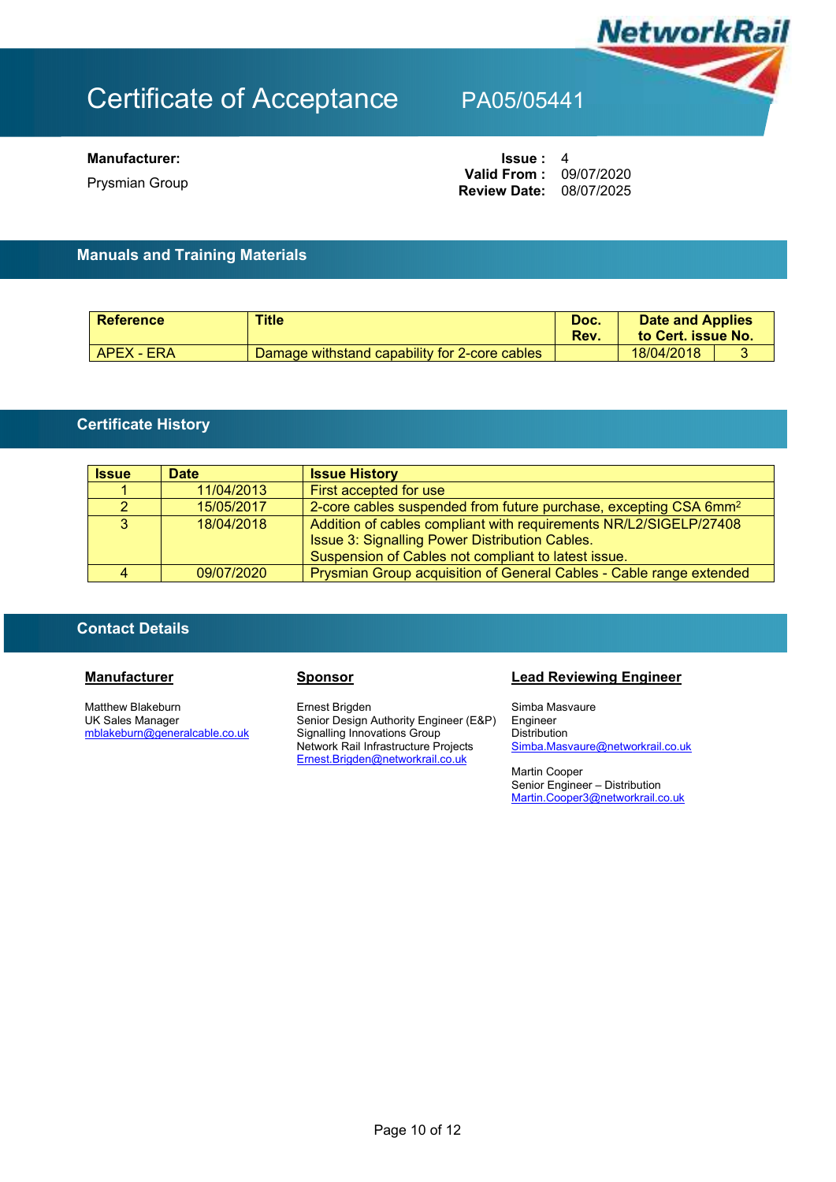# Certificate of Acceptance PA05/05441

**Manufacturer:**

Prysmian Group

**Issue :** 4
**Valid From :** 09/07/2020
**Review Date:** 08/07/2025

## Manuals and Training Materials

| Reference | Title | Doc. Rev. | Date and Applies to Cert. issue No. | |
|---|---|---|---|---|
| APEX - ERA | Damage withstand capability for 2-core cables | | 18/04/2018 | 3 |

## Certificate History

| Issue | Date | Issue History |
|---|---|---|
| 1 | 11/04/2013 | First accepted for use |
| 2 | 15/05/2017 | 2-core cables suspended from future purchase, excepting CSA 6mm$^2$ |
| 3 | 18/04/2018 | Addition of cables compliant with requirements NR/L2/SIGELP/27408 Issue 3: Signalling Power Distribution Cables. Suspension of Cables not compliant to latest issue. |
| 4 | 09/07/2020 | Prysmian Group acquisition of General Cables - Cable range extended |

## Contact Details

**Manufacturer**

Matthew Blakeburn
UK Sales Manager
mblakeburn@generalcable.co.uk

**Sponsor**

Ernest Brigden
Senior Design Authority Engineer (E&P)
Signalling Innovations Group
Network Rail Infrastructure Projects
Ernest.Brigden@networkrail.co.uk

**Lead Reviewing Engineer**

Simba Masvaure
Engineer
Distribution
Simba.Masvaure@networkrail.co.uk

Martin Cooper
Senior Engineer – Distribution
Martin.Cooper3@networkrail.co.uk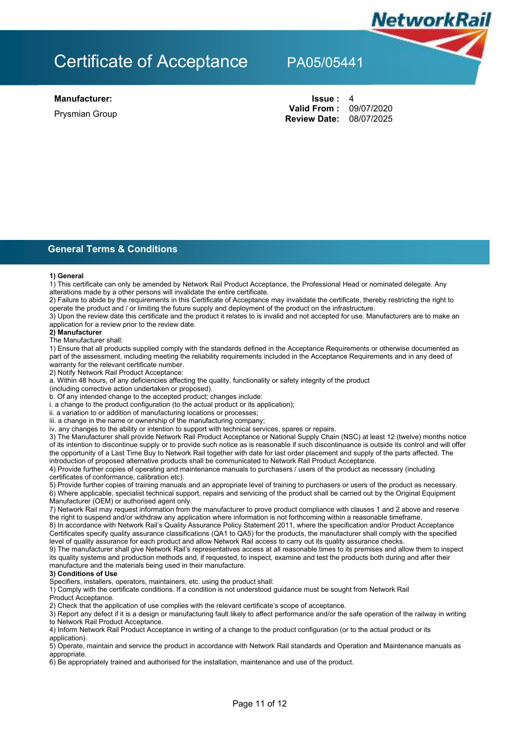# Certificate of Acceptance PA05/05441

**Manufacturer:**

Prysmian Group

**Issue :** 4
**Valid From :** 09/07/2020
**Review Date:** 08/07/2025

## General Terms & Conditions

**1) General**

1) This certificate can only be amended by Network Rail Product Acceptance, the Professional Head or nominated delegate. Any alterations made by a other persons will invalidate the entire certificate.
2) Failure to abide by the requirements in this Certificate of Acceptance may invalidate the certificate, thereby restricting the right to operate the product and / or limiting the future supply and deployment of the product on the infrastructure.
3) Upon the review date this certificate and the product it relates to is invalid and not accepted for use. Manufacturers are to make an application for a review prior to the review date.

**2) Manufacturer**

The Manufacturer shall:

1) Ensure that all products supplied comply with the standards defined in the Acceptance Requirements or otherwise documented as part of the assessment, including meeting the reliability requirements included in the Acceptance Requirements and in any deed of warranty for the relevant certificate number.
2) Notify Network Rail Product Acceptance:
a. Within 48 hours, of any deficiencies affecting the quality, functionality or safety integrity of the product (including corrective action undertaken or proposed).
b. Of any intended change to the accepted product; changes include:
i. a change to the product configuration (to the actual product or its application);
ii. a variation to or addition of manufacturing locations or processes;
iii. a change in the name or ownership of the manufacturing company;
iv. any changes to the ability or intention to support with technical services, spares or repairs.
3) The Manufacturer shall provide Network Rail Product Acceptance or National Supply Chain (NSC) at least 12 (twelve) months notice of its intention to discontinue supply or to provide such notice as is reasonable if such discontinuance is outside its control and will offer the opportunity of a Last Time Buy to Network Rail together with date for last order placement and supply of the parts affected. The introduction of proposed alternative products shall be communicated to Network Rail Product Acceptance.
4) Provide further copies of operating and maintenance manuals to purchasers / users of the product as necessary (including certificates of conformance, calibration etc).
5) Provide further copies of training manuals and an appropriate level of training to purchasers or users of the product as necessary.
6) Where applicable, specialist technical support, repairs and servicing of the product shall be carried out by the Original Equipment Manufacturer (OEM) or authorised agent only.
7) Network Rail may request information from the manufacturer to prove product compliance with clauses 1 and 2 above and reserve the right to suspend and/or withdraw any application where information is not forthcoming within a reasonable timeframe.
8) In accordance with Network Rail's Quality Assurance Policy Statement 2011, where the specification and/or Product Acceptance Certificates specify quality assurance classifications (QA1 to QA5) for the products, the manufacturer shall comply with the specified level of quality assurance for each product and allow Network Rail access to carry out its quality assurance checks.
9) The manufacturer shall give Network Rail's representatives access at all reasonable times to its premises and allow them to inspect its quality systems and production methods and, if requested, to inspect, examine and test the products both during and after their manufacture and the materials being used in their manufacture.

**3) Conditions of Use**

Specifiers, installers, operators, maintainers, etc. using the product shall:

1) Comply with the certificate conditions. If a condition is not understood guidance must be sought from Network Rail Product Acceptance.
2) Check that the application of use complies with the relevant certificate's scope of acceptance.
3) Report any defect if it is a design or manufacturing fault likely to affect performance and/or the safe operation of the railway in writing to Network Rail Product Acceptance.
4) Inform Network Rail Product Acceptance in writing of a change to the product configuration (or to the actual product or its application).
5) Operate, maintain and service the product in accordance with Network Rail standards and Operation and Maintenance manuals as appropriate.
6) Be appropriately trained and authorised for the installation, maintenance and use of the product.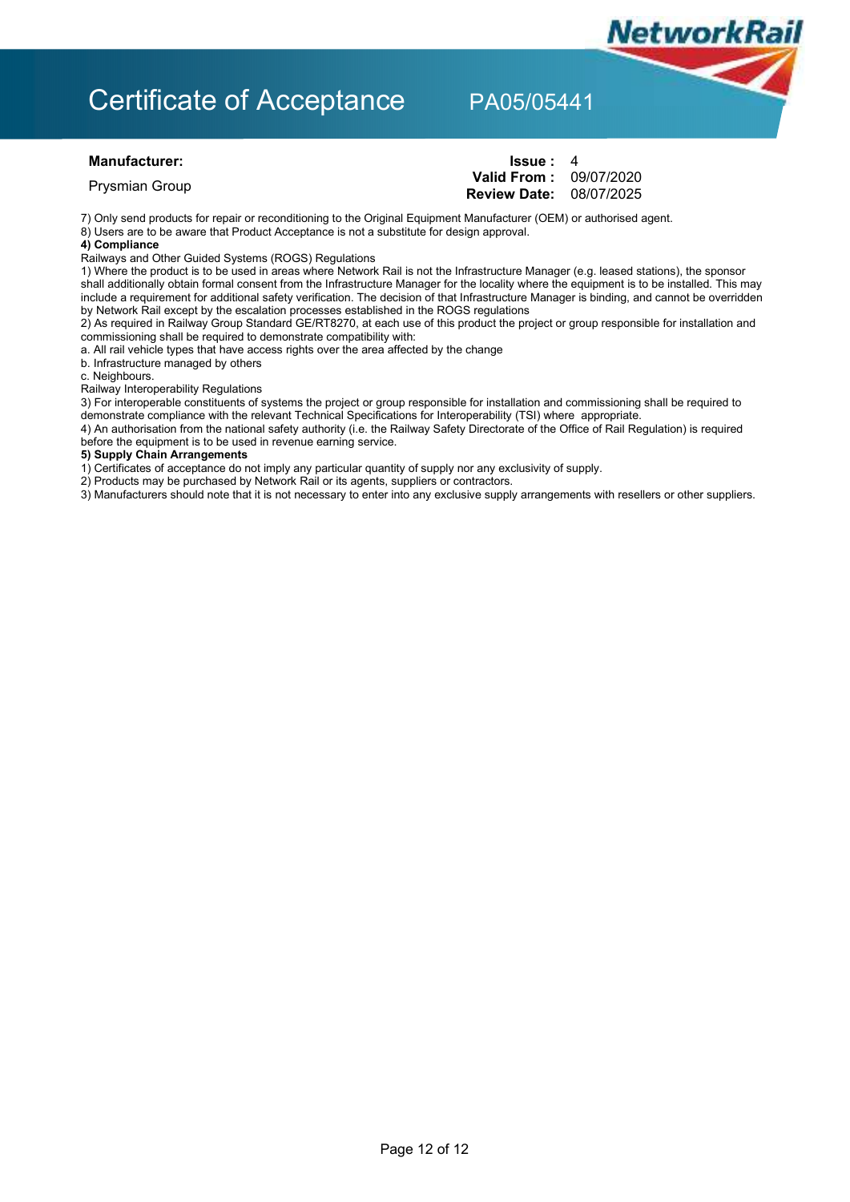# Certificate of Acceptance PA05/05441

**Manufacturer:**

Prysmian Group

**Issue :** 4
**Valid From :** 09/07/2020
**Review Date:** 08/07/2025

7) Only send products for repair or reconditioning to the Original Equipment Manufacturer (OEM) or authorised agent.
8) Users are to be aware that Product Acceptance is not a substitute for design approval.

**4) Compliance**

Railways and Other Guided Systems (ROGS) Regulations

1) Where the product is to be used in areas where Network Rail is not the Infrastructure Manager (e.g. leased stations), the sponsor shall additionally obtain formal consent from the Infrastructure Manager for the locality where the equipment is to be installed. This may include a requirement for additional safety verification. The decision of that Infrastructure Manager is binding, and cannot be overridden by Network Rail except by the escalation processes established in the ROGS regulations
2) As required in Railway Group Standard GE/RT8270, at each use of this product the project or group responsible for installation and commissioning shall be required to demonstrate compatibility with:
a. All rail vehicle types that have access rights over the area affected by the change
b. Infrastructure managed by others
c. Neighbours.

Railway Interoperability Regulations

3) For interoperable constituents of systems the project or group responsible for installation and commissioning shall be required to demonstrate compliance with the relevant Technical Specifications for Interoperability (TSI) where appropriate.
4) An authorisation from the national safety authority (i.e. the Railway Safety Directorate of the Office of Rail Regulation) is required before the equipment is to be used in revenue earning service.

**5) Supply Chain Arrangements**

1) Certificates of acceptance do not imply any particular quantity of supply nor any exclusivity of supply.
2) Products may be purchased by Network Rail or its agents, suppliers or contractors.
3) Manufacturers should note that it is not necessary to enter into any exclusive supply arrangements with resellers or other suppliers.